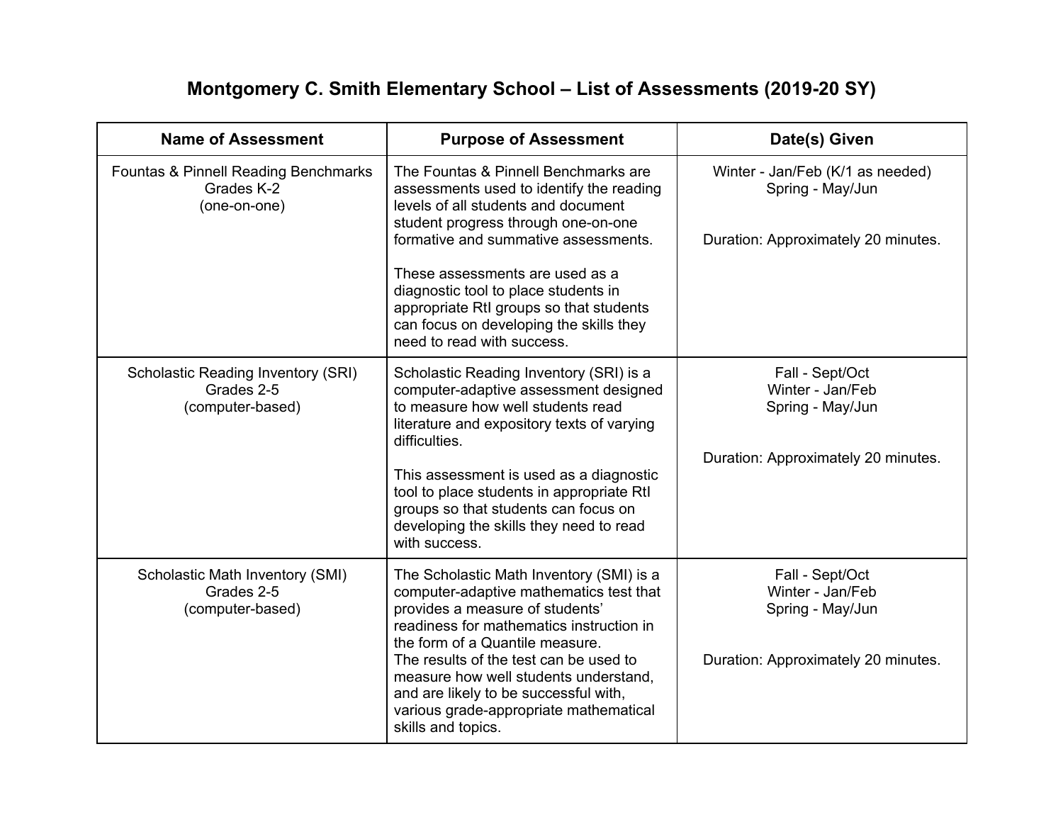# Montgomery C. Smith Elementary School – List of Assessments (2019-20 SY)

| Name of Assessment | Purpose of Assessment | Date(s) Given |
|---|---|---|
| Fountas & Pinnell Reading Benchmarks Grades K-2 (one-on-one) | The Fountas & Pinnell Benchmarks are assessments used to identify the reading levels of all students and document student progress through one-on-one formative and summative assessments.<br><br>These assessments are used as a diagnostic tool to place students in appropriate RtI groups so that students can focus on developing the skills they need to read with success. | Winter - Jan/Feb (K/1 as needed)<br>Spring - May/Jun<br><br>Duration: Approximately 20 minutes. |
| Scholastic Reading Inventory (SRI) Grades 2-5 (computer-based) | Scholastic Reading Inventory (SRI) is a computer-adaptive assessment designed to measure how well students read literature and expository texts of varying difficulties.<br><br>This assessment is used as a diagnostic tool to place students in appropriate RtI groups so that students can focus on developing the skills they need to read with success. | Fall - Sept/Oct<br>Winter - Jan/Feb<br>Spring - May/Jun<br><br>Duration: Approximately 20 minutes. |
| Scholastic Math Inventory (SMI) Grades 2-5 (computer-based) | The Scholastic Math Inventory (SMI) is a computer-adaptive mathematics test that provides a measure of students' readiness for mathematics instruction in the form of a Quantile measure.<br>The results of the test can be used to measure how well students understand, and are likely to be successful with, various grade-appropriate mathematical skills and topics. | Fall - Sept/Oct<br>Winter - Jan/Feb<br>Spring - May/Jun<br><br>Duration: Approximately 20 minutes. |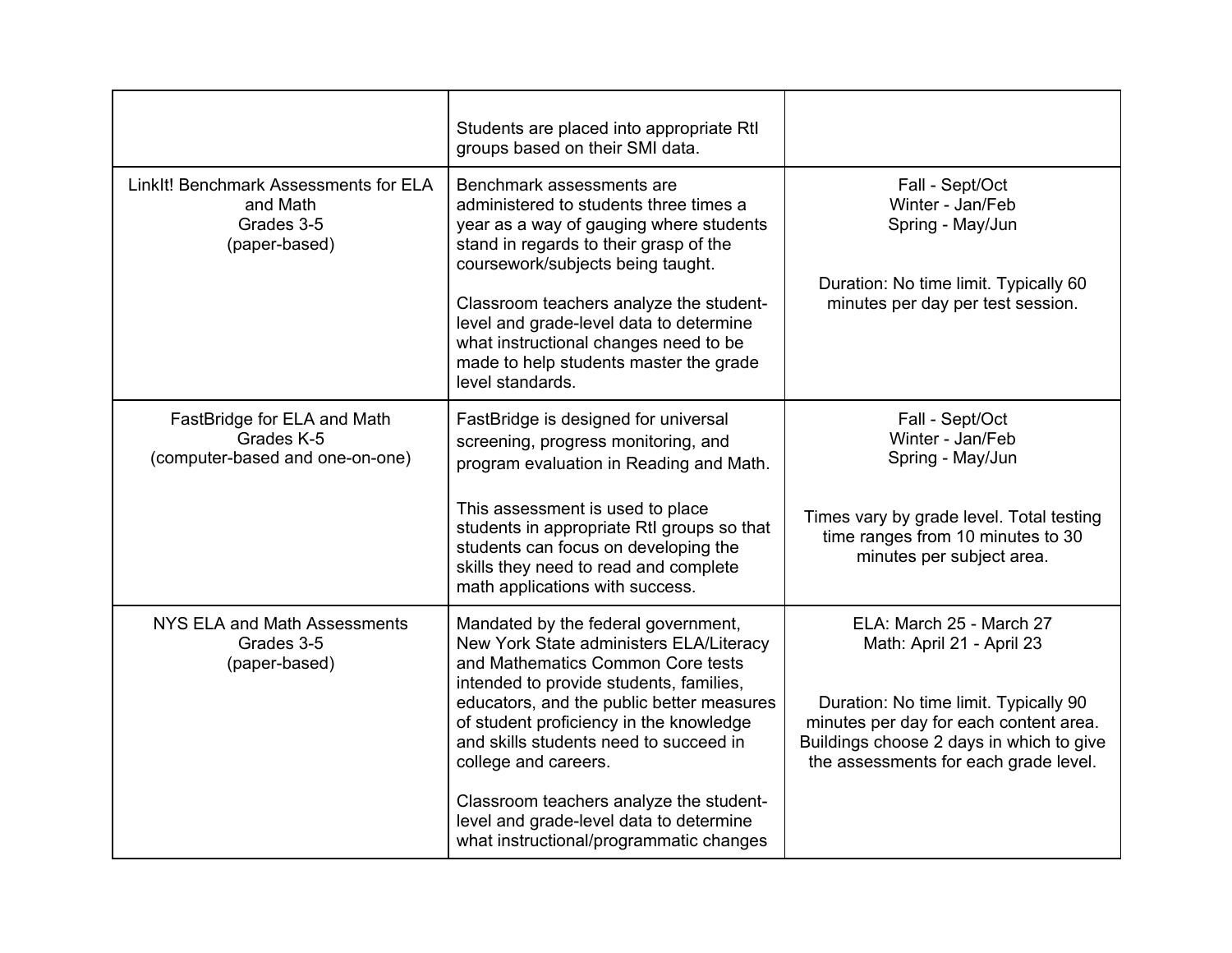| | | |
|---|---|---|
| | Students are placed into appropriate RtI groups based on their SMI data. | |
| LinkIt! Benchmark Assessments for ELA and Math<br>Grades 3-5<br>(paper-based) | Benchmark assessments are administered to students three times a year as a way of gauging where students stand in regards to their grasp of the coursework/subjects being taught.<br><br>Classroom teachers analyze the student-level and grade-level data to determine what instructional changes need to be made to help students master the grade level standards. | Fall - Sept/Oct<br>Winter - Jan/Feb<br>Spring - May/Jun<br><br>Duration: No time limit. Typically 60 minutes per day per test session. |
| FastBridge for ELA and Math<br>Grades K-5<br>(computer-based and one-on-one) | FastBridge is designed for universal screening, progress monitoring, and program evaluation in Reading and Math.<br><br>This assessment is used to place students in appropriate RtI groups so that students can focus on developing the skills they need to read and complete math applications with success. | Fall - Sept/Oct<br>Winter - Jan/Feb<br>Spring - May/Jun<br><br>Times vary by grade level. Total testing time ranges from 10 minutes to 30 minutes per subject area. |
| NYS ELA and Math Assessments<br>Grades 3-5<br>(paper-based) | Mandated by the federal government, New York State administers ELA/Literacy and Mathematics Common Core tests intended to provide students, families, educators, and the public better measures of student proficiency in the knowledge and skills students need to succeed in college and careers.<br><br>Classroom teachers analyze the student-level and grade-level data to determine what instructional/programmatic changes | ELA: March 25 - March 27<br>Math: April 21 - April 23<br><br>Duration: No time limit. Typically 90 minutes per day for each content area. Buildings choose 2 days in which to give the assessments for each grade level. |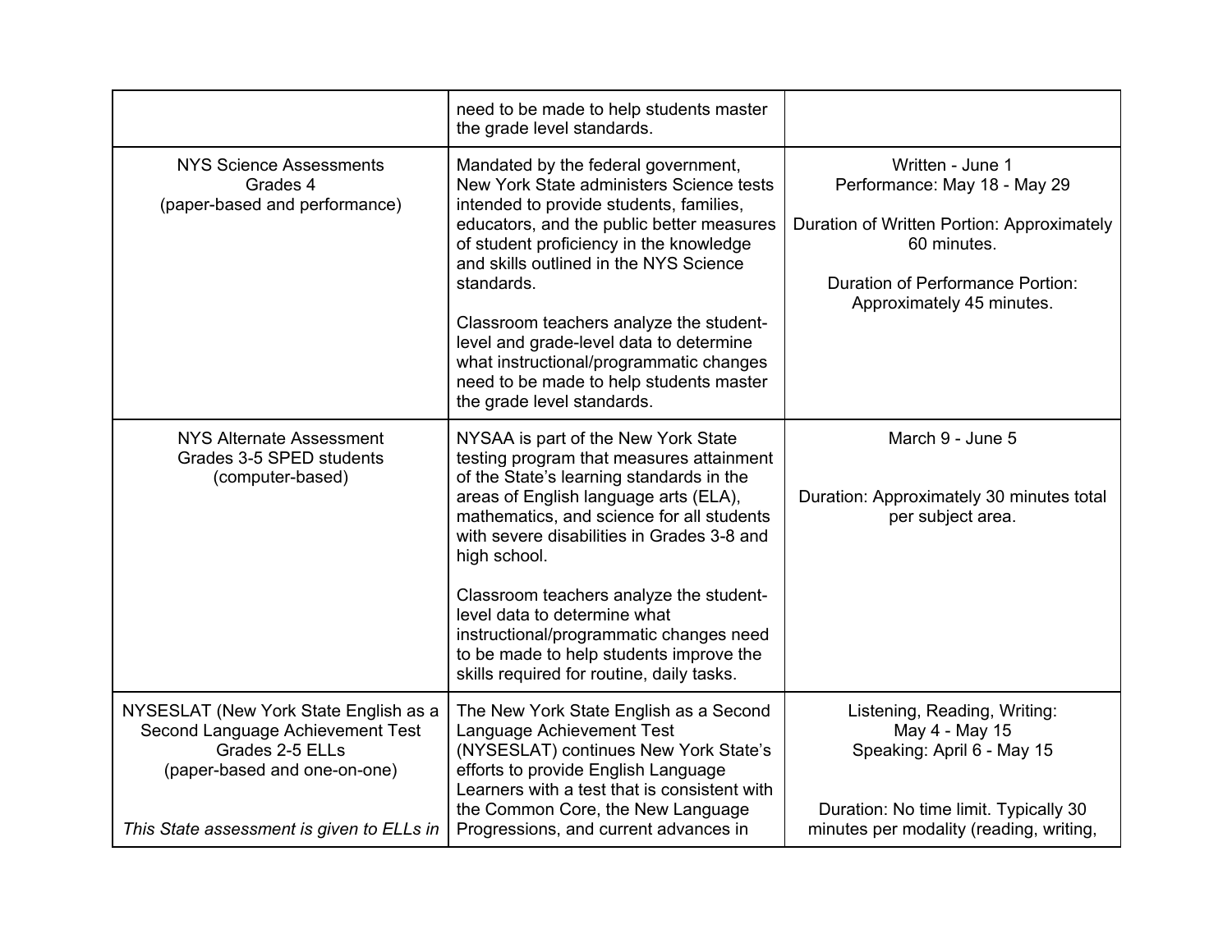| | | |
|---|---|---|
| | need to be made to help students master the grade level standards. | |
| NYS Science Assessments<br>Grades 4<br>(paper-based and performance) | Mandated by the federal government, New York State administers Science tests intended to provide students, families, educators, and the public better measures of student proficiency in the knowledge and skills outlined in the NYS Science standards.<br><br>Classroom teachers analyze the student-level and grade-level data to determine what instructional/programmatic changes need to be made to help students master the grade level standards. | Written - June 1<br>Performance: May 18 - May 29<br><br>Duration of Written Portion: Approximately 60 minutes.<br><br>Duration of Performance Portion: Approximately 45 minutes. |
| NYS Alternate Assessment<br>Grades 3-5 SPED students<br>(computer-based) | NYSAA is part of the New York State testing program that measures attainment of the State's learning standards in the areas of English language arts (ELA), mathematics, and science for all students with severe disabilities in Grades 3-8 and high school.<br><br>Classroom teachers analyze the student-level data to determine what instructional/programmatic changes need to be made to help students improve the skills required for routine, daily tasks. | March 9 - June 5<br><br>Duration: Approximately 30 minutes total per subject area. |
| NYSESLAT (New York State English as a Second Language Achievement Test<br>Grades 2-5 ELLs<br>(paper-based and one-on-one)<br><br>*This State assessment is given to ELLs in* | The New York State English as a Second Language Achievement Test (NYSESLAT) continues New York State's efforts to provide English Language Learners with a test that is consistent with the Common Core, the New Language Progressions, and current advances in | Listening, Reading, Writing:<br>May 4 - May 15<br>Speaking: April 6 - May 15<br><br>Duration: No time limit. Typically 30 minutes per modality (reading, writing, |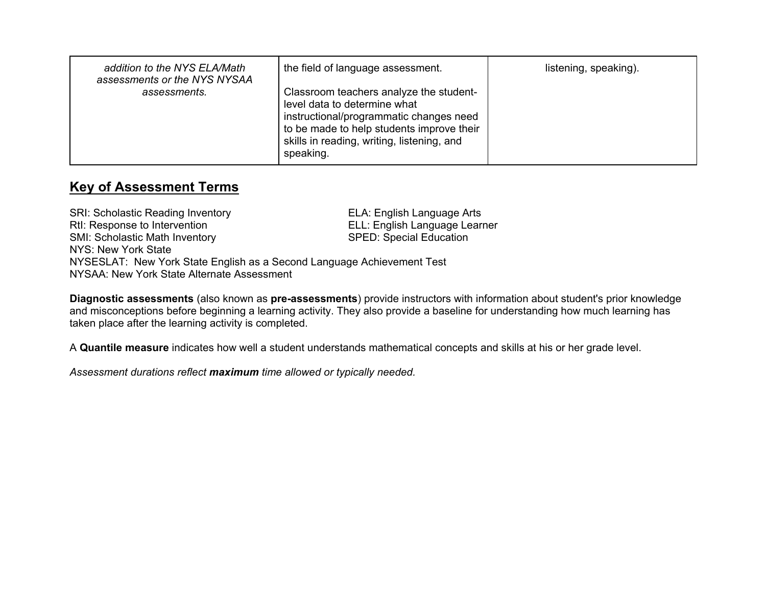| | | |
|---|---|---|
| *addition to the NYS ELA/Math assessments or the NYS NYSAA assessments.* | the field of language assessment.<br><br>Classroom teachers analyze the student-level data to determine what instructional/programmatic changes need to be made to help students improve their skills in reading, writing, listening, and speaking. | listening, speaking). |

## Key of Assessment Terms

SRI: Scholastic Reading Inventory
RtI: Response to Intervention
SMI: Scholastic Math Inventory
NYS: New York State
NYSESLAT: New York State English as a Second Language Achievement Test
NYSAA: New York State Alternate Assessment
ELA: English Language Arts
ELL: English Language Learner
SPED: Special Education

**Diagnostic assessments** (also known as **pre-assessments**) provide instructors with information about student's prior knowledge and misconceptions before beginning a learning activity. They also provide a baseline for understanding how much learning has taken place after the learning activity is completed.

A **Quantile measure** indicates how well a student understands mathematical concepts and skills at his or her grade level.

*Assessment durations reflect **maximum** time allowed or typically needed.*